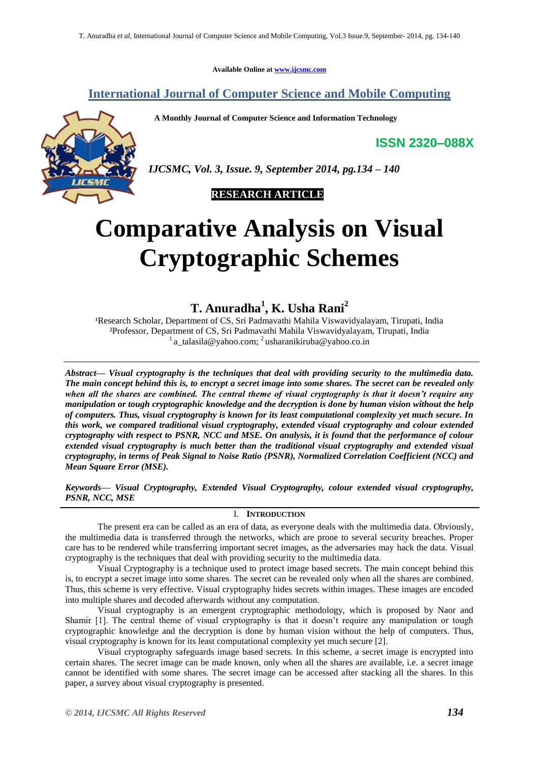Available Online at www.ijcsmc.com

## International Journal of Computer Science and Mobile Computing

**A Monthly Journal of Computer Science and Information Technology**

**ISSN 2320–088X**

*IJCSMC, Vol. 3, Issue. 9, September 2014, pg.134 – 140*

**RESEARCH ARTICLE**

# Comparative Analysis on Visual Cryptographic Schemes

**T. Anuradha[1], K. Usha Rani[2]**

[1]Research Scholar, Department of CS, Sri Padmavathi Mahila Viswavidyalayam, Tirupati, India
[2]Professor, Department of CS, Sri Padmavathi Mahila Viswavidyalayam, Tirupati, India
[1] a_talasila@yahoo.com; [2] usharanikiruba@yahoo.co.in

***Abstract— Visual cryptography is the techniques that deal with providing security to the multimedia data. The main concept behind this is, to encrypt a secret image into some shares. The secret can be revealed only when all the shares are combined. The central theme of visual cryptography is that it doesn't require any manipulation or tough cryptographic knowledge and the decryption is done by human vision without the help of computers. Thus, visual cryptography is known for its least computational complexity yet much secure. In this work, we compared traditional visual cryptography, extended visual cryptography and colour extended cryptography with respect to PSNR, NCC and MSE. On analysis, it is found that the performance of colour extended visual cryptography is much better than the traditional visual cryptography and extended visual cryptography, in terms of Peak Signal to Noise Ratio (PSNR), Normalized Correlation Coefficient (NCC) and Mean Square Error (MSE).***

***Keywords— Visual Cryptography, Extended Visual Cryptography, colour extended visual cryptography, PSNR, NCC, MSE***

## I. INTRODUCTION

The present era can be called as an era of data, as everyone deals with the multimedia data. Obviously, the multimedia data is transferred through the networks, which are prone to several security breaches. Proper care has to be rendered while transferring important secret images, as the adversaries may hack the data. Visual cryptography is the techniques that deal with providing security to the multimedia data.

Visual Cryptography is a technique used to protect image based secrets. The main concept behind this is, to encrypt a secret image into some shares. The secret can be revealed only when all the shares are combined. Thus, this scheme is very effective. Visual cryptography hides secrets within images. These images are encoded into multiple shares and decoded afterwards without any computation.

Visual cryptography is an emergent cryptographic methodology, which is proposed by Naor and Shamir [1]. The central theme of visual cryptography is that it doesn't require any manipulation or tough cryptographic knowledge and the decryption is done by human vision without the help of computers. Thus, visual cryptography is known for its least computational complexity yet much secure [2].

Visual cryptography safeguards image based secrets. In this scheme, a secret image is encrypted into certain shares. The secret image can be made known, only when all the shares are available, i.e. a secret image cannot be identified with some shares. The secret image can be accessed after stacking all the shares. In this paper, a survey about visual cryptography is presented.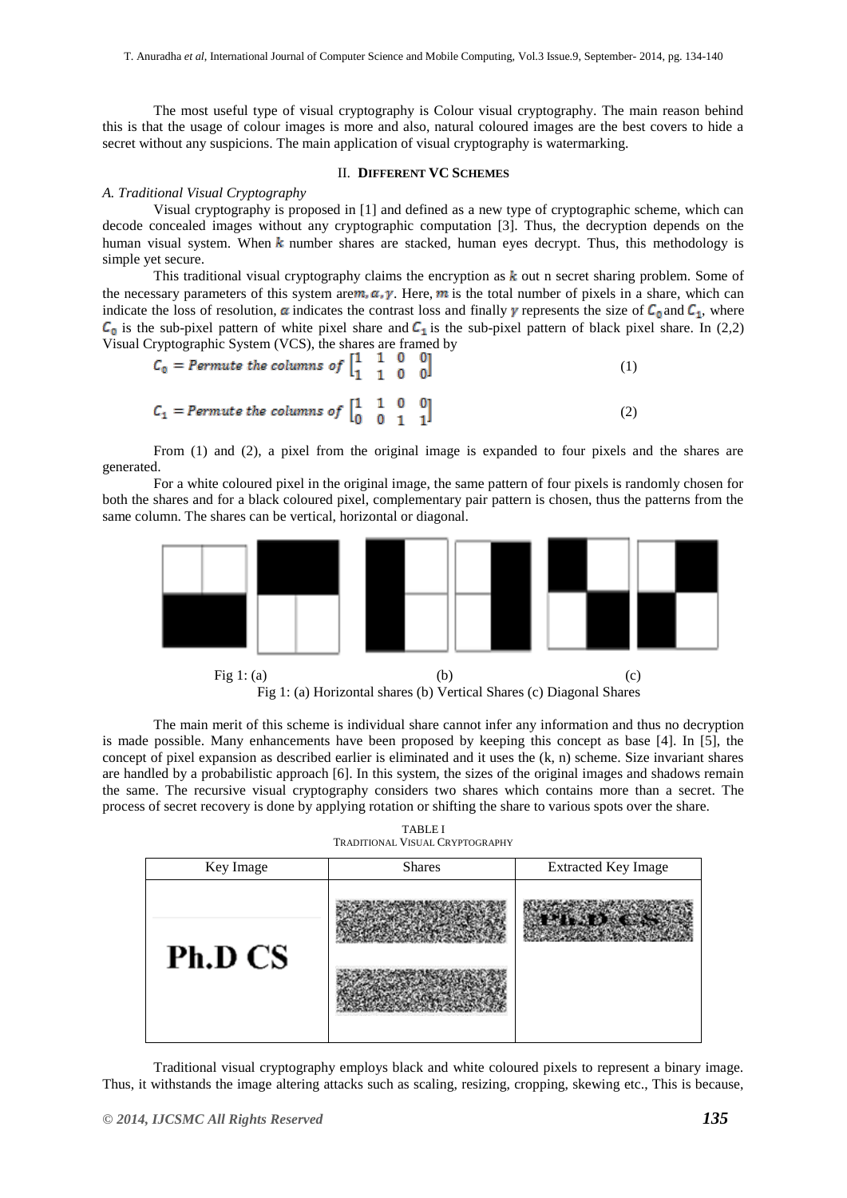The most useful type of visual cryptography is Colour visual cryptography. The main reason behind this is that the usage of colour images is more and also, natural coloured images are the best covers to hide a secret without any suspicions. The main application of visual cryptography is watermarking.

## II. DIFFERENT VC SCHEMES

### *A. Traditional Visual Cryptography*

Visual cryptography is proposed in [1] and defined as a new type of cryptographic scheme, which can decode concealed images without any cryptographic computation [3]. Thus, the decryption depends on the human visual system. When $k$ number shares are stacked, human eyes decrypt. Thus, this methodology is simple yet secure.

This traditional visual cryptography claims the encryption as $k$ out n secret sharing problem. Some of the necessary parameters of this system are$m, \alpha, \gamma$. Here, $m$ is the total number of pixels in a share, which can indicate the loss of resolution, $\alpha$ indicates the contrast loss and finally $\gamma$ represents the size of $C_0$ and $C_1$, where $C_0$ is the sub-pixel pattern of white pixel share and $C_1$ is the sub-pixel pattern of black pixel share. In (2,2) Visual Cryptographic System (VCS), the shares are framed by

$$C_0 = Permute\ the\ columns\ of\ \begin{bmatrix} 1 & 1 & 0 & 0 \\ 1 & 1 & 0 & 0 \end{bmatrix} \quad (1)$$

$$C_1 = Permute\ the\ columns\ of\ \begin{bmatrix} 1 & 1 & 0 & 0 \\ 0 & 0 & 1 & 1 \end{bmatrix} \quad (2)$$

From (1) and (2), a pixel from the original image is expanded to four pixels and the shares are generated.

For a white coloured pixel in the original image, the same pattern of four pixels is randomly chosen for both the shares and for a black coloured pixel, complementary pair pattern is chosen, thus the patterns from the same column. The shares can be vertical, horizontal or diagonal.

Fig 1: (a) (b) (c)

Fig 1: (a) Horizontal shares (b) Vertical Shares (c) Diagonal Shares

The main merit of this scheme is individual share cannot infer any information and thus no decryption is made possible. Many enhancements have been proposed by keeping this concept as base [4]. In [5], the concept of pixel expansion as described earlier is eliminated and it uses the (k, n) scheme. Size invariant shares are handled by a probabilistic approach [6]. In this system, the sizes of the original images and shadows remain the same. The recursive visual cryptography considers two shares which contains more than a secret. The process of secret recovery is done by applying rotation or shifting the share to various spots over the share.

TABLE I
TRADITIONAL VISUAL CRYPTOGRAPHY

| Key Image | Shares | Extracted Key Image |
| --- | --- | --- |
| Ph.D CS | | Ph.D CS |

Traditional visual cryptography employs black and white coloured pixels to represent a binary image. Thus, it withstands the image altering attacks such as scaling, resizing, cropping, skewing etc., This is because,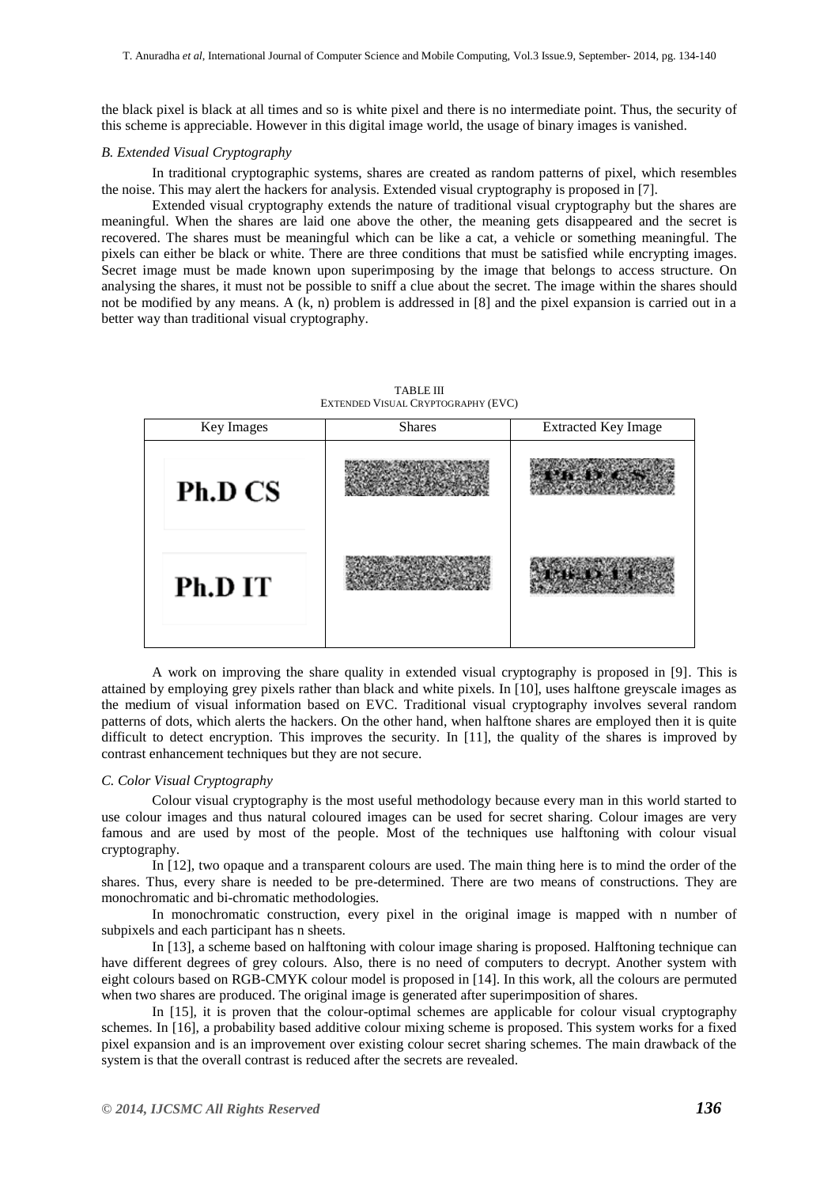the black pixel is black at all times and so is white pixel and there is no intermediate point. Thus, the security of this scheme is appreciable. However in this digital image world, the usage of binary images is vanished.

### *B. Extended Visual Cryptography*

In traditional cryptographic systems, shares are created as random patterns of pixel, which resembles the noise. This may alert the hackers for analysis. Extended visual cryptography is proposed in [7].

Extended visual cryptography extends the nature of traditional visual cryptography but the shares are meaningful. When the shares are laid one above the other, the meaning gets disappeared and the secret is recovered. The shares must be meaningful which can be like a cat, a vehicle or something meaningful. The pixels can either be black or white. There are three conditions that must be satisfied while encrypting images. Secret image must be made known upon superimposing by the image that belongs to access structure. On analysing the shares, it must not be possible to sniff a clue about the secret. The image within the shares should not be modified by any means. A (k, n) problem is addressed in [8] and the pixel expansion is carried out in a better way than traditional visual cryptography.

TABLE III
EXTENDED VISUAL CRYPTOGRAPHY (EVC)

| Key Images | Shares | Extracted Key Image |
|---|---|---|
| Ph.D CS | | |
| Ph.D IT | | |

A work on improving the share quality in extended visual cryptography is proposed in [9]. This is attained by employing grey pixels rather than black and white pixels. In [10], uses halftone greyscale images as the medium of visual information based on EVC. Traditional visual cryptography involves several random patterns of dots, which alerts the hackers. On the other hand, when halftone shares are employed then it is quite difficult to detect encryption. This improves the security. In [11], the quality of the shares is improved by contrast enhancement techniques but they are not secure.

### *C. Color Visual Cryptography*

Colour visual cryptography is the most useful methodology because every man in this world started to use colour images and thus natural coloured images can be used for secret sharing. Colour images are very famous and are used by most of the people. Most of the techniques use halftoning with colour visual cryptography.

In [12], two opaque and a transparent colours are used. The main thing here is to mind the order of the shares. Thus, every share is needed to be pre-determined. There are two means of constructions. They are monochromatic and bi-chromatic methodologies.

In monochromatic construction, every pixel in the original image is mapped with n number of subpixels and each participant has n sheets.

In [13], a scheme based on halftoning with colour image sharing is proposed. Halftoning technique can have different degrees of grey colours. Also, there is no need of computers to decrypt. Another system with eight colours based on RGB-CMYK colour model is proposed in [14]. In this work, all the colours are permuted when two shares are produced. The original image is generated after superimposition of shares.

In [15], it is proven that the colour-optimal schemes are applicable for colour visual cryptography schemes. In [16], a probability based additive colour mixing scheme is proposed. This system works for a fixed pixel expansion and is an improvement over existing colour secret sharing schemes. The main drawback of the system is that the overall contrast is reduced after the secrets are revealed.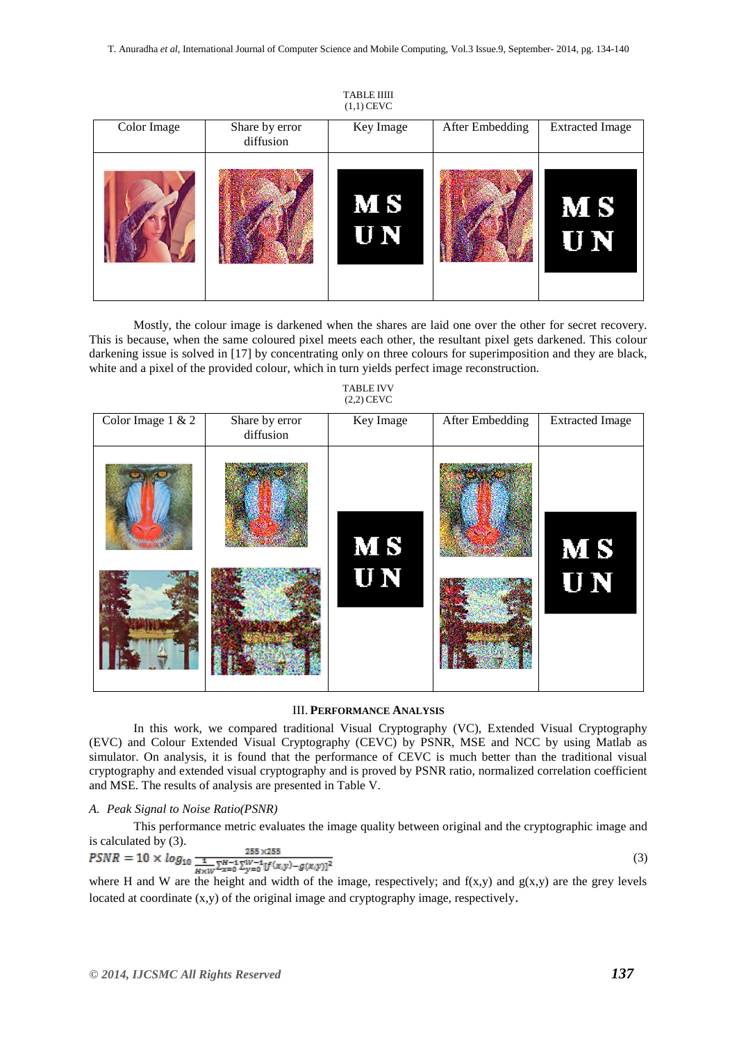TABLE IIII
(1,1) CEVC

| Color Image | Share by error diffusion | Key Image | After Embedding | Extracted Image |
|---|---|---|---|---|
| | | | | |

Mostly, the colour image is darkened when the shares are laid one over the other for secret recovery. This is because, when the same coloured pixel meets each other, the resultant pixel gets darkened. This colour darkening issue is solved in [17] by concentrating only on three colours for superimposition and they are black, white and a pixel of the provided colour, which in turn yields perfect image reconstruction.

TABLE IVV
(2,2) CEVC

| Color Image 1 & 2 | Share by error diffusion | Key Image | After Embedding | Extracted Image |
|---|---|---|---|---|
| | | | | |

## III. Performance Analysis

In this work, we compared traditional Visual Cryptography (VC), Extended Visual Cryptography (EVC) and Colour Extended Visual Cryptography (CEVC) by PSNR, MSE and NCC by using Matlab as simulator. On analysis, it is found that the performance of CEVC is much better than the traditional visual cryptography and extended visual cryptography and is proved by PSNR ratio, normalized correlation coefficient and MSE. The results of analysis are presented in Table V.

### *A. Peak Signal to Noise Ratio(PSNR)*

This performance metric evaluates the image quality between original and the cryptographic image and is calculated by (3).

$$PSNR = 10 \times \log_{10} \frac{255 \times 255}{\frac{1}{H \times W} \sum_{x=0}^{H-1} \sum_{y=0}^{W-1} [f(x,y) - g(x,y)]^2} \quad (3)$$

where H and W are the height and width of the image, respectively; and f(x,y) and g(x,y) are the grey levels located at coordinate (x,y) of the original image and cryptography image, respectively.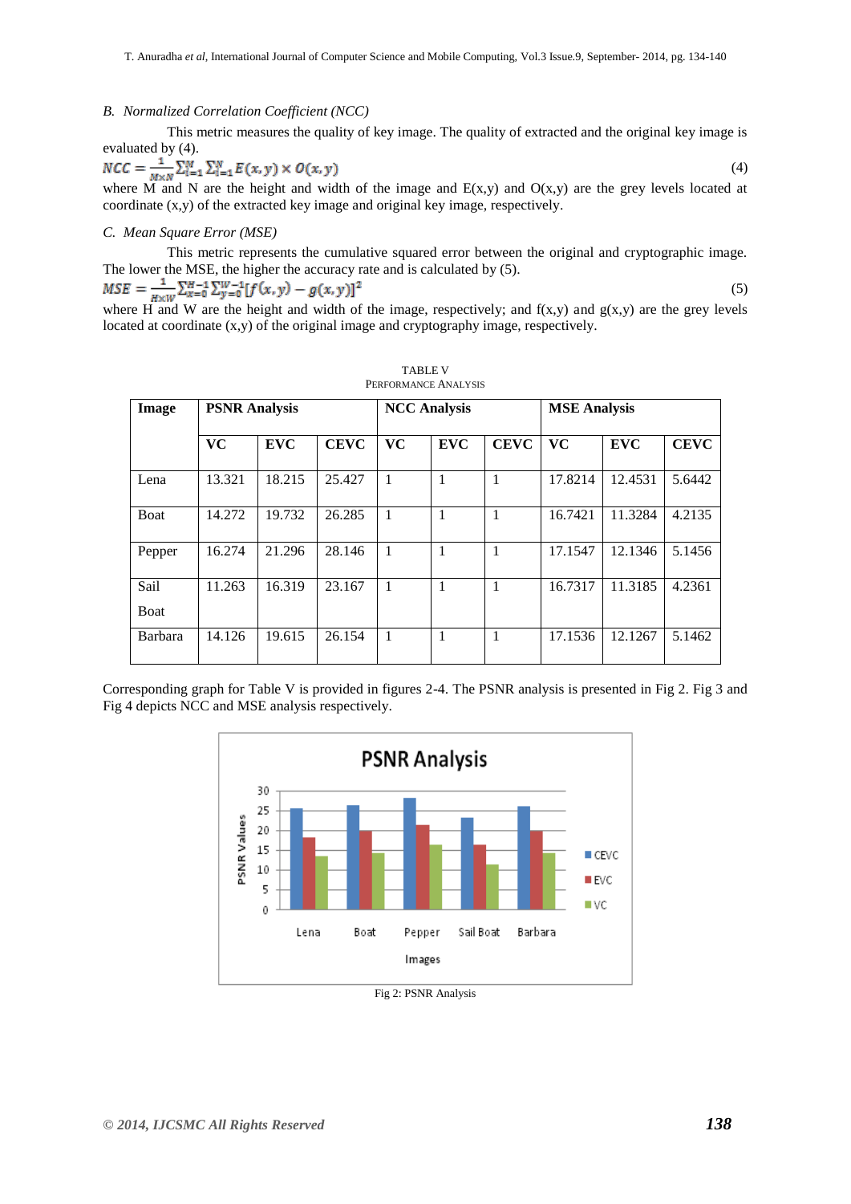### B. *Normalized Correlation Coefficient (NCC)*

This metric measures the quality of key image. The quality of extracted and the original key image is evaluated by (4).

$$NCC = \frac{1}{M \times N} \sum_{i=1}^{M} \sum_{j=1}^{N} E(x,y) \times O(x,y) \tag{4}$$

where M and N are the height and width of the image and E(x,y) and O(x,y) are the grey levels located at coordinate (x,y) of the extracted key image and original key image, respectively.

### C. *Mean Square Error (MSE)*

This metric represents the cumulative squared error between the original and cryptographic image. The lower the MSE, the higher the accuracy rate and is calculated by (5).

$$MSE = \frac{1}{H \times W} \sum_{x=0}^{H-1} \sum_{y=0}^{W-1} [f(x,y) - g(x,y)]^2 \tag{5}$$

where H and W are the height and width of the image, respectively; and f(x,y) and g(x,y) are the grey levels located at coordinate (x,y) of the original image and cryptography image, respectively.

TABLE V
PERFORMANCE ANALYSIS

| Image | PSNR Analysis | | | NCC Analysis | | | MSE Analysis | | |
|---|---|---|---|---|---|---|---|---|---|
| | VC | EVC | CEVC | VC | EVC | CEVC | VC | EVC | CEVC |
| Lena | 13.321 | 18.215 | 25.427 | 1 | 1 | 1 | 17.8214 | 12.4531 | 5.6442 |
| Boat | 14.272 | 19.732 | 26.285 | 1 | 1 | 1 | 16.7421 | 11.3284 | 4.2135 |
| Pepper | 16.274 | 21.296 | 28.146 | 1 | 1 | 1 | 17.1547 | 12.1346 | 5.1456 |
| Sail Boat | 11.263 | 16.319 | 23.167 | 1 | 1 | 1 | 16.7317 | 11.3185 | 4.2361 |
| Barbara | 14.126 | 19.615 | 26.154 | 1 | 1 | 1 | 17.1536 | 12.1267 | 5.1462 |

Corresponding graph for Table V is provided in figures 2-4. The PSNR analysis is presented in Fig 2. Fig 3 and Fig 4 depicts NCC and MSE analysis respectively.

Fig 2: PSNR Analysis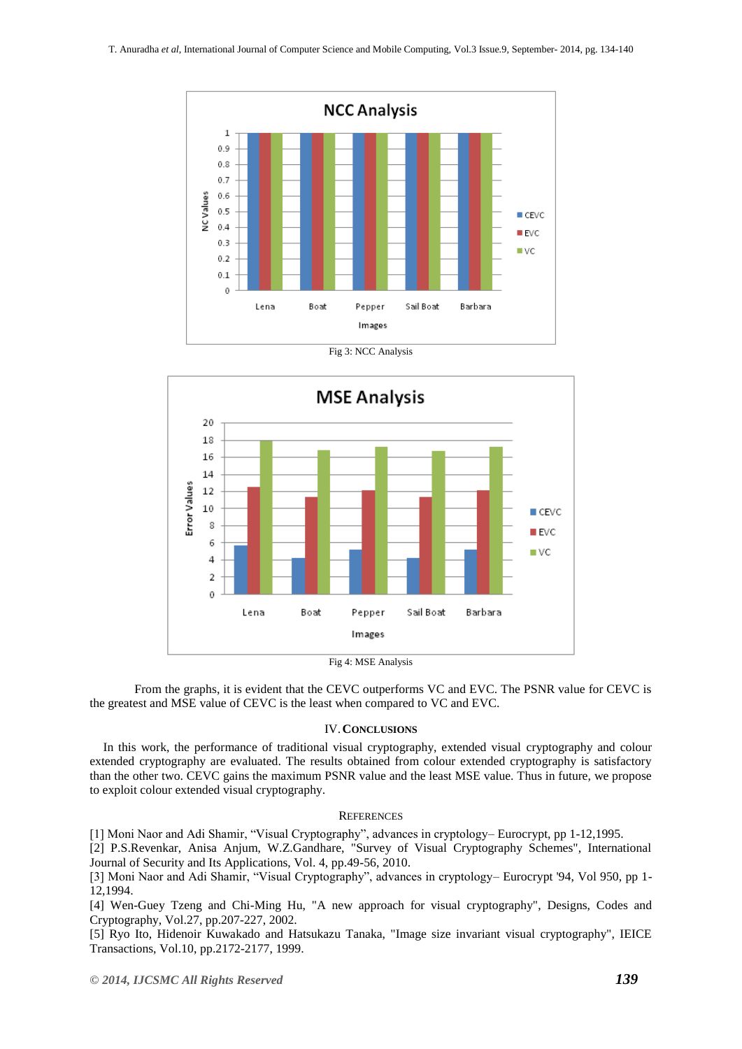Fig 3: NCC Analysis

Fig 4: MSE Analysis

From the graphs, it is evident that the CEVC outperforms VC and EVC. The PSNR value for CEVC is the greatest and MSE value of CEVC is the least when compared to VC and EVC.

## IV. Conclusions

In this work, the performance of traditional visual cryptography, extended visual cryptography and colour extended cryptography are evaluated. The results obtained from colour extended cryptography is satisfactory than the other two. CEVC gains the maximum PSNR value and the least MSE value. Thus in future, we propose to exploit colour extended visual cryptography.

## References

[1] Moni Naor and Adi Shamir, "Visual Cryptography", advances in cryptology– Eurocrypt, pp 1-12,1995.
[2] P.S.Revenkar, Anisa Anjum, W.Z.Gandhare, "Survey of Visual Cryptography Schemes", International Journal of Security and Its Applications, Vol. 4, pp.49-56, 2010.
[3] Moni Naor and Adi Shamir, "Visual Cryptography", advances in cryptology– Eurocrypt '94, Vol 950, pp 1-12,1994.
[4] Wen-Guey Tzeng and Chi-Ming Hu, "A new approach for visual cryptography", Designs, Codes and Cryptography, Vol.27, pp.207-227, 2002.
[5] Ryo Ito, Hidenoir Kuwakado and Hatsukazu Tanaka, "Image size invariant visual cryptography", IEICE Transactions, Vol.10, pp.2172-2177, 1999.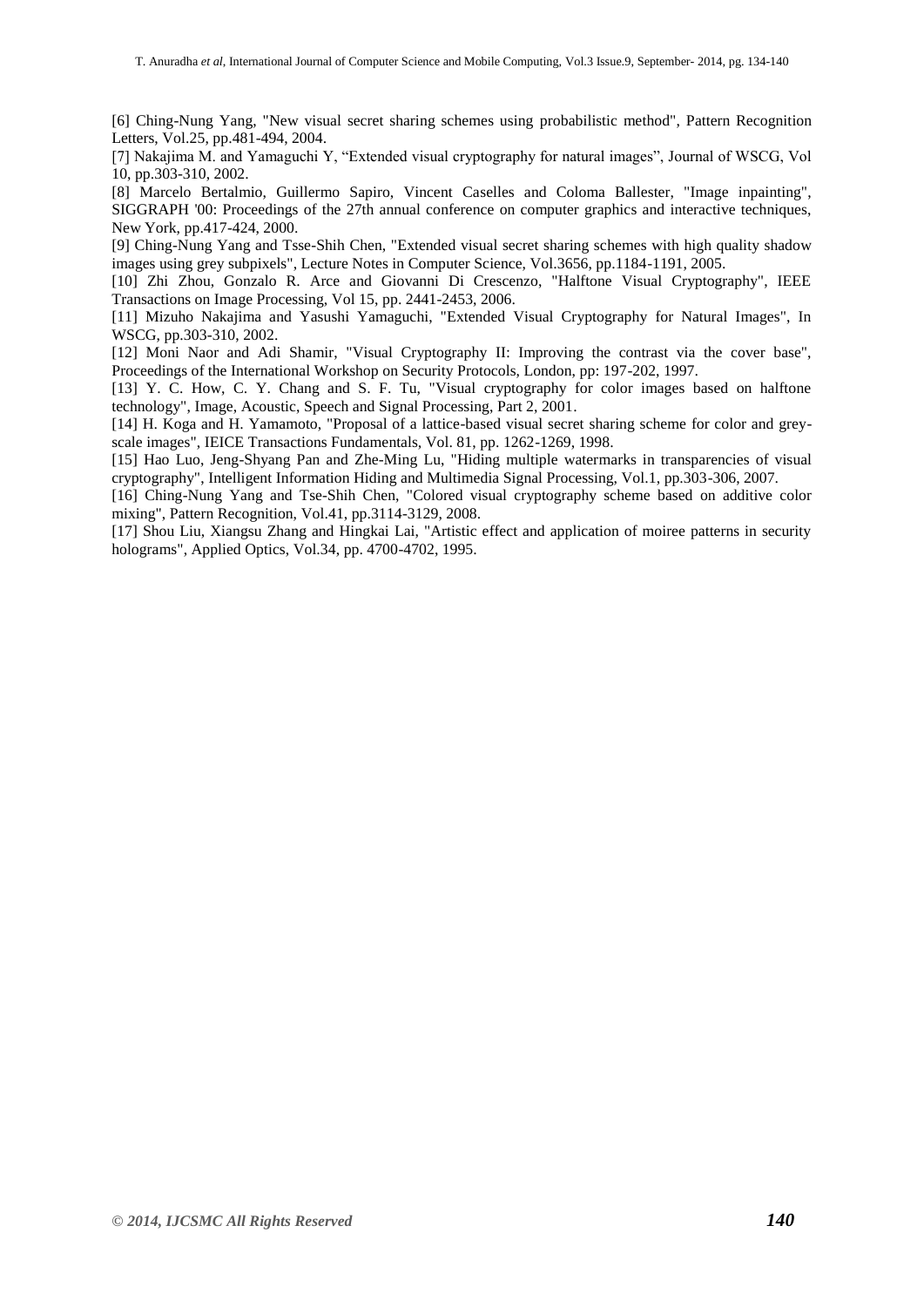[6] Ching-Nung Yang, "New visual secret sharing schemes using probabilistic method", Pattern Recognition Letters, Vol.25, pp.481-494, 2004.

[7] Nakajima M. and Yamaguchi Y, "Extended visual cryptography for natural images", Journal of WSCG, Vol 10, pp.303-310, 2002.

[8] Marcelo Bertalmio, Guillermo Sapiro, Vincent Caselles and Coloma Ballester, "Image inpainting", SIGGRAPH '00: Proceedings of the 27th annual conference on computer graphics and interactive techniques, New York, pp.417-424, 2000.

[9] Ching-Nung Yang and Tsse-Shih Chen, "Extended visual secret sharing schemes with high quality shadow images using grey subpixels", Lecture Notes in Computer Science, Vol.3656, pp.1184-1191, 2005.

[10] Zhi Zhou, Gonzalo R. Arce and Giovanni Di Crescenzo, "Halftone Visual Cryptography", IEEE Transactions on Image Processing, Vol 15, pp. 2441-2453, 2006.

[11] Mizuho Nakajima and Yasushi Yamaguchi, "Extended Visual Cryptography for Natural Images", In WSCG, pp.303-310, 2002.

[12] Moni Naor and Adi Shamir, "Visual Cryptography II: Improving the contrast via the cover base", Proceedings of the International Workshop on Security Protocols, London, pp: 197-202, 1997.

[13] Y. C. How, C. Y. Chang and S. F. Tu, "Visual cryptography for color images based on halftone technology", Image, Acoustic, Speech and Signal Processing, Part 2, 2001.

[14] H. Koga and H. Yamamoto, "Proposal of a lattice-based visual secret sharing scheme for color and grey-scale images", IEICE Transactions Fundamentals, Vol. 81, pp. 1262-1269, 1998.

[15] Hao Luo, Jeng-Shyang Pan and Zhe-Ming Lu, "Hiding multiple watermarks in transparencies of visual cryptography", Intelligent Information Hiding and Multimedia Signal Processing, Vol.1, pp.303-306, 2007.

[16] Ching-Nung Yang and Tse-Shih Chen, "Colored visual cryptography scheme based on additive color mixing", Pattern Recognition, Vol.41, pp.3114-3129, 2008.

[17] Shou Liu, Xiangsu Zhang and Hingkai Lai, "Artistic effect and application of moiree patterns in security holograms", Applied Optics, Vol.34, pp. 4700-4702, 1995.